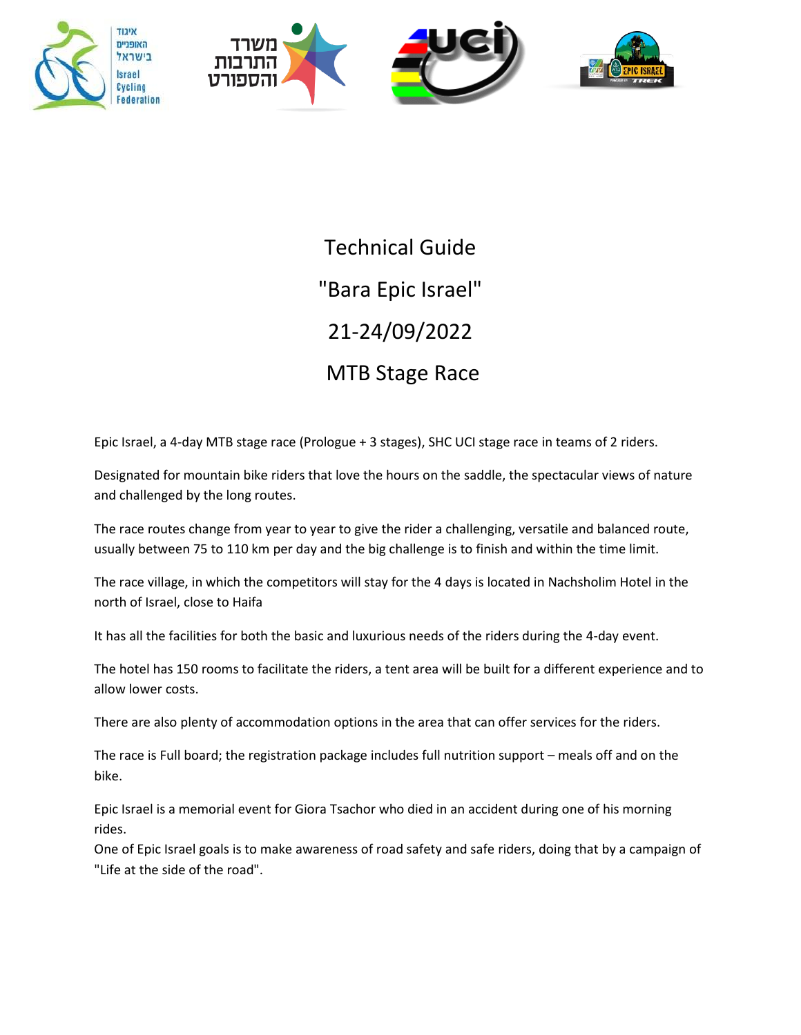# Technical Guide

# "Bara Epic Israel"

# 21-24/09/2022

# MTB Stage Race

Epic Israel, a 4-day MTB stage race (Prologue + 3 stages), SHC UCI stage race in teams of 2 riders.

Designated for mountain bike riders that love the hours on the saddle, the spectacular views of nature and challenged by the long routes.

The race routes change from year to year to give the rider a challenging, versatile and balanced route, usually between 75 to 110 km per day and the big challenge is to finish and within the time limit.

The race village, in which the competitors will stay for the 4 days is located in Nachsholim Hotel in the north of Israel, close to Haifa

It has all the facilities for both the basic and luxurious needs of the riders during the 4-day event.

The hotel has 150 rooms to facilitate the riders, a tent area will be built for a different experience and to allow lower costs.

There are also plenty of accommodation options in the area that can offer services for the riders.

The race is Full board; the registration package includes full nutrition support – meals off and on the bike.

Epic Israel is a memorial event for Giora Tsachor who died in an accident during one of his morning rides.
One of Epic Israel goals is to make awareness of road safety and safe riders, doing that by a campaign of "Life at the side of the road".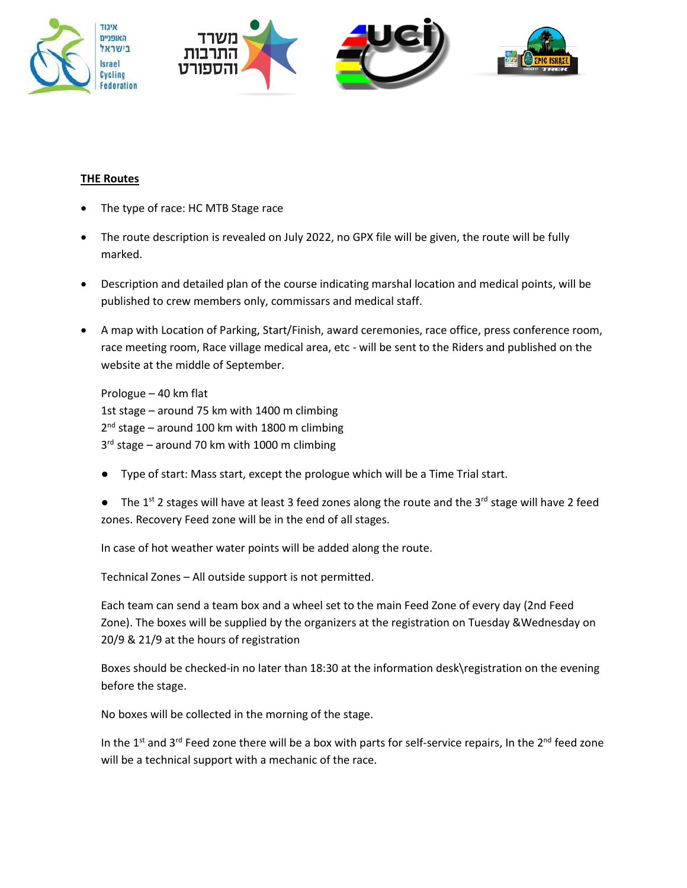**THE Routes**

- The type of race: HC MTB Stage race
- The route description is revealed on July 2022, no GPX file will be given, the route will be fully marked.
- Description and detailed plan of the course indicating marshal location and medical points, will be published to crew members only, commissars and medical staff.
- A map with Location of Parking, Start/Finish, award ceremonies, race office, press conference room, race meeting room, Race village medical area, etc - will be sent to the Riders and published on the website at the middle of September.

  Prologue – 40 km flat
  1st stage – around 75 km with 1400 m climbing
  2nd stage – around 100 km with 1800 m climbing
  3rd stage – around 70 km with 1000 m climbing

  - Type of start: Mass start, except the prologue which will be a Time Trial start.
  - The 1st 2 stages will have at least 3 feed zones along the route and the 3rd stage will have 2 feed zones. Recovery Feed zone will be in the end of all stages.

  In case of hot weather water points will be added along the route.

  Technical Zones – All outside support is not permitted.

  Each team can send a team box and a wheel set to the main Feed Zone of every day (2nd Feed Zone). The boxes will be supplied by the organizers at the registration on Tuesday &Wednesday on 20/9 & 21/9 at the hours of registration

  Boxes should be checked-in no later than 18:30 at the information desk\registration on the evening before the stage.

  No boxes will be collected in the morning of the stage.

  In the 1st and 3rd Feed zone there will be a box with parts for self-service repairs, In the 2nd feed zone will be a technical support with a mechanic of the race.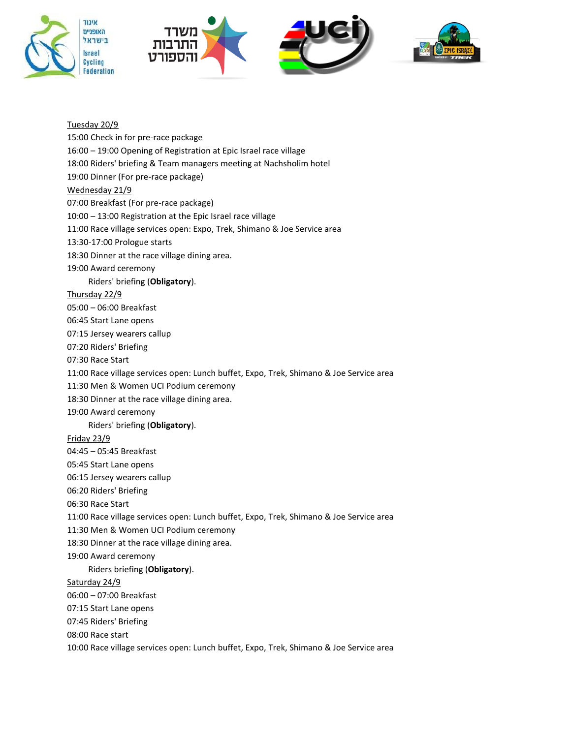Tuesday 20/9

15:00 Check in for pre-race package

16:00 – 19:00 Opening of Registration at Epic Israel race village

18:00 Riders' briefing & Team managers meeting at Nachsholim hotel

19:00 Dinner (For pre-race package)

Wednesday 21/9

07:00 Breakfast (For pre-race package)

10:00 – 13:00 Registration at the Epic Israel race village

11:00 Race village services open: Expo, Trek, Shimano & Joe Service area

13:30-17:00 Prologue starts

18:30 Dinner at the race village dining area.

19:00 Award ceremony

Riders' briefing (**Obligatory**).

Thursday 22/9

05:00 – 06:00 Breakfast

06:45 Start Lane opens

07:15 Jersey wearers callup

07:20 Riders' Briefing

07:30 Race Start

11:00 Race village services open: Lunch buffet, Expo, Trek, Shimano & Joe Service area

11:30 Men & Women UCI Podium ceremony

18:30 Dinner at the race village dining area.

19:00 Award ceremony

Riders' briefing (**Obligatory**).

Friday 23/9

04:45 – 05:45 Breakfast

05:45 Start Lane opens

06:15 Jersey wearers callup

06:20 Riders' Briefing

06:30 Race Start

11:00 Race village services open: Lunch buffet, Expo, Trek, Shimano & Joe Service area

11:30 Men & Women UCI Podium ceremony

18:30 Dinner at the race village dining area.

19:00 Award ceremony

Riders briefing (**Obligatory**).

Saturday 24/9

06:00 – 07:00 Breakfast

07:15 Start Lane opens

07:45 Riders' Briefing

08:00 Race start

10:00 Race village services open: Lunch buffet, Expo, Trek, Shimano & Joe Service area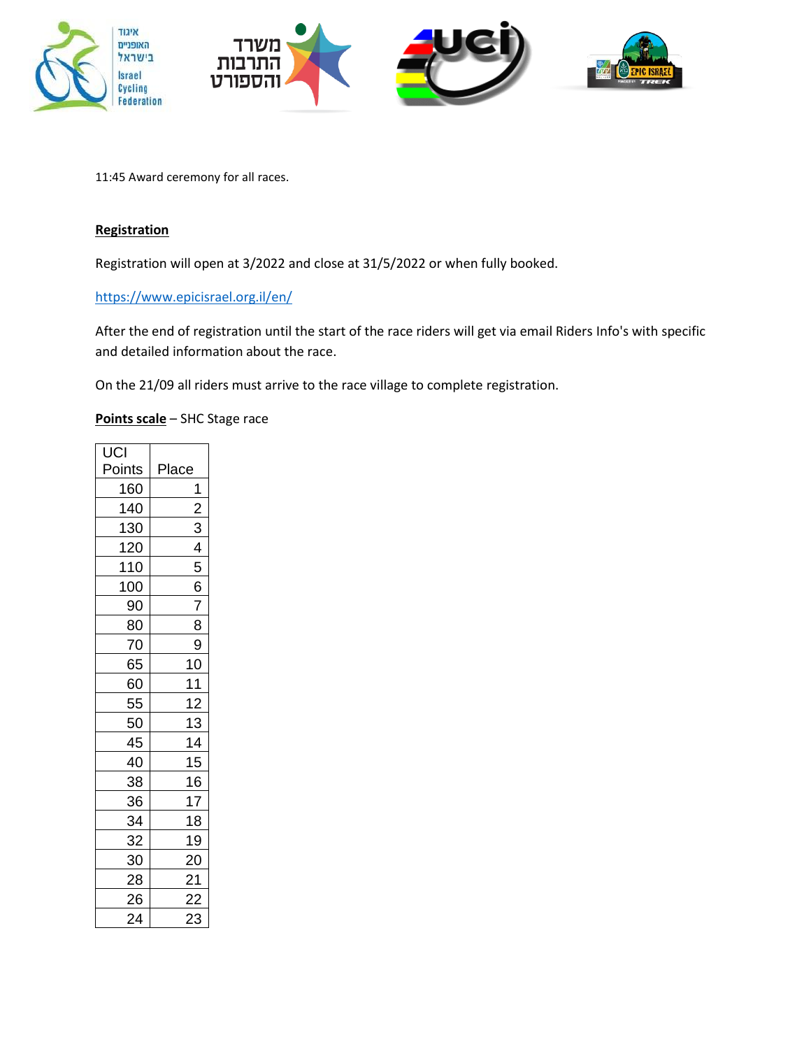11:45 Award ceremony for all races.

**Registration**

Registration will open at 3/2022 and close at 31/5/2022 or when fully booked.

https://www.epicisrael.org.il/en/

After the end of registration until the start of the race riders will get via email Riders Info's with specific and detailed information about the race.

On the 21/09 all riders must arrive to the race village to complete registration.

**Points scale** – SHC Stage race

| UCI Points | Place |
|---|---|
| 160 | 1 |
| 140 | 2 |
| 130 | 3 |
| 120 | 4 |
| 110 | 5 |
| 100 | 6 |
| 90 | 7 |
| 80 | 8 |
| 70 | 9 |
| 65 | 10 |
| 60 | 11 |
| 55 | 12 |
| 50 | 13 |
| 45 | 14 |
| 40 | 15 |
| 38 | 16 |
| 36 | 17 |
| 34 | 18 |
| 32 | 19 |
| 30 | 20 |
| 28 | 21 |
| 26 | 22 |
| 24 | 23 |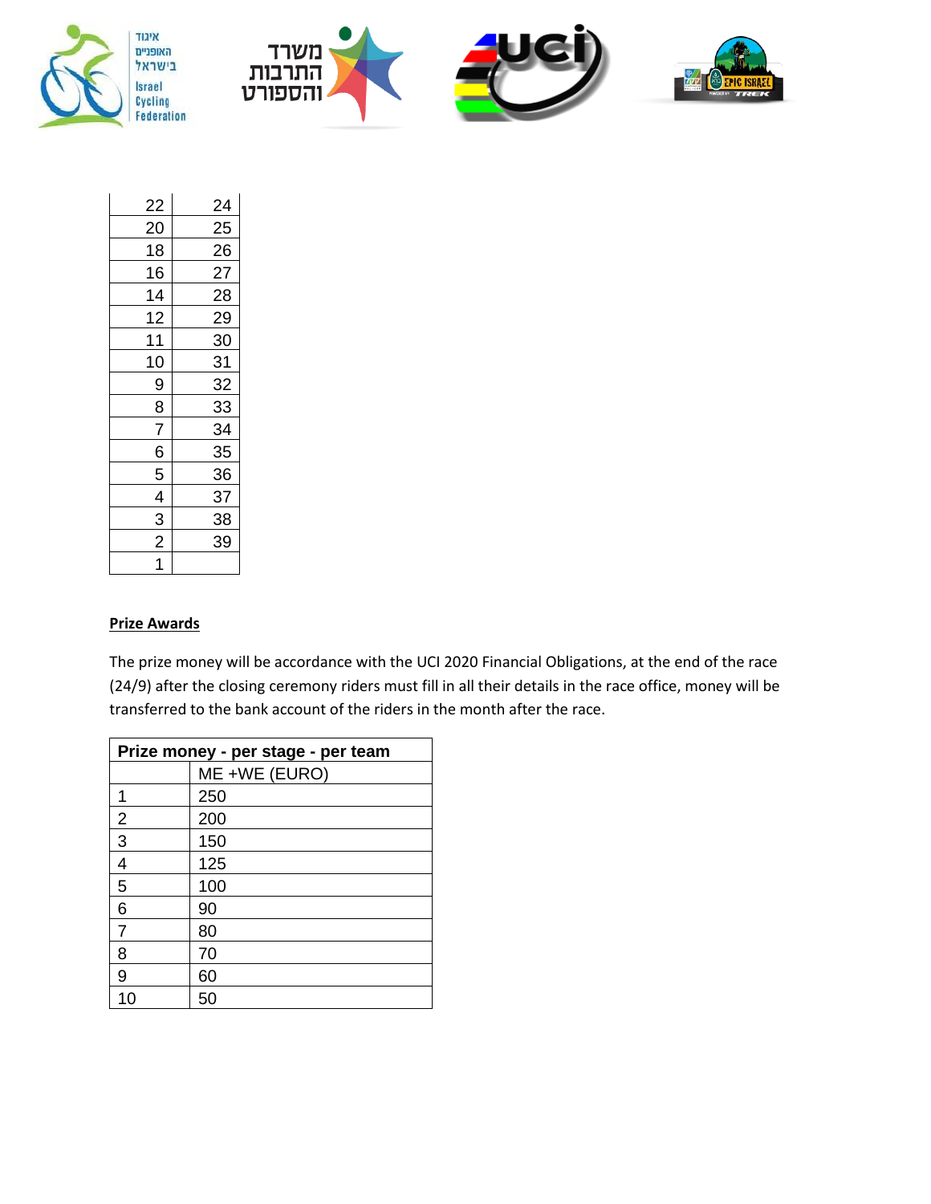| | |
|---|---|
| 22 | 24 |
| 20 | 25 |
| 18 | 26 |
| 16 | 27 |
| 14 | 28 |
| 12 | 29 |
| 11 | 30 |
| 10 | 31 |
| 9 | 32 |
| 8 | 33 |
| 7 | 34 |
| 6 | 35 |
| 5 | 36 |
| 4 | 37 |
| 3 | 38 |
| 2 | 39 |
| 1 | |

**Prize Awards**

The prize money will be accordance with the UCI 2020 Financial Obligations, at the end of the race (24/9) after the closing ceremony riders must fill in all their details in the race office, money will be transferred to the bank account of the riders in the month after the race.

| Prize money - per stage - per team | |
|---|---|
| | ME +WE (EURO) |
| 1 | 250 |
| 2 | 200 |
| 3 | 150 |
| 4 | 125 |
| 5 | 100 |
| 6 | 90 |
| 7 | 80 |
| 8 | 70 |
| 9 | 60 |
| 10 | 50 |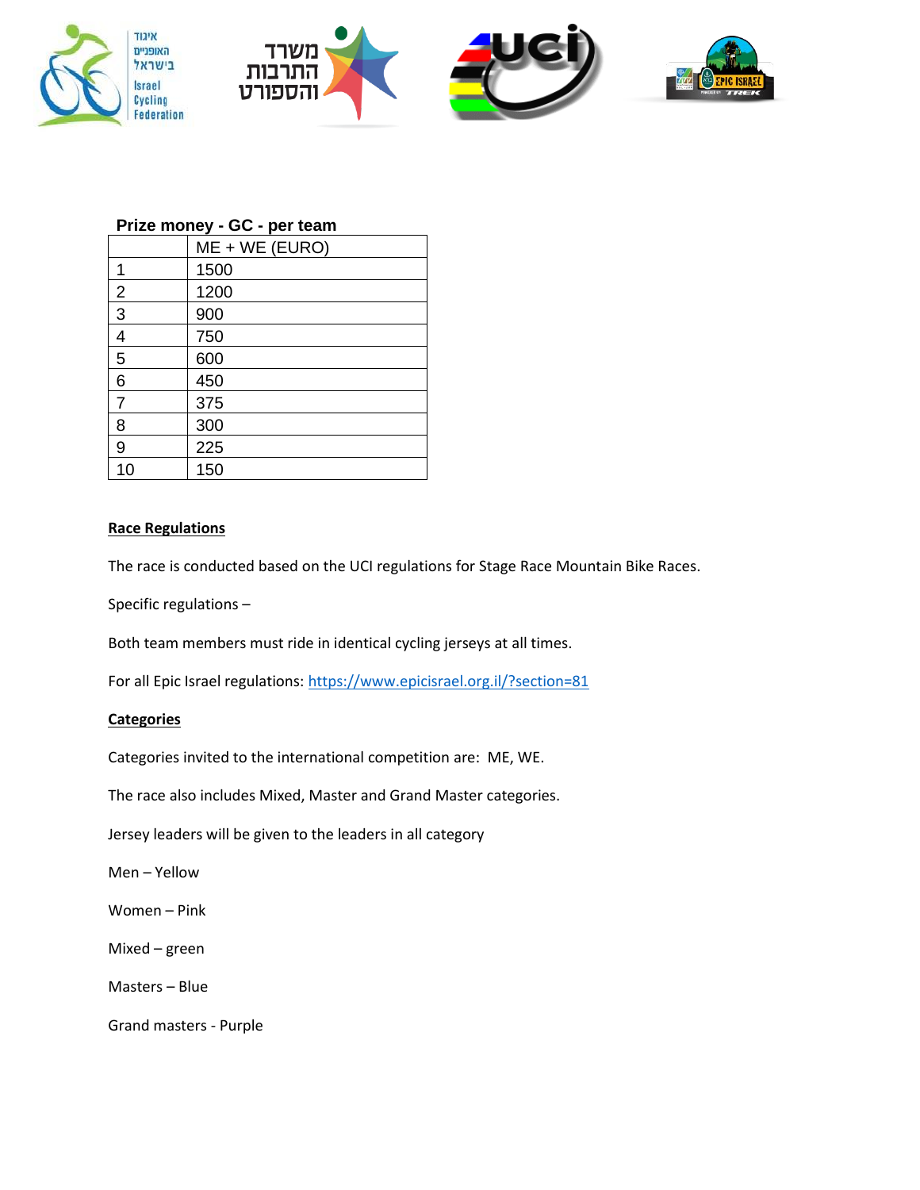**Prize money - GC - per team**

| | ME + WE (EURO) |
|---|---|
| 1 | 1500 |
| 2 | 1200 |
| 3 | 900 |
| 4 | 750 |
| 5 | 600 |
| 6 | 450 |
| 7 | 375 |
| 8 | 300 |
| 9 | 225 |
| 10 | 150 |

## Race Regulations

The race is conducted based on the UCI regulations for Stage Race Mountain Bike Races.

Specific regulations –

Both team members must ride in identical cycling jerseys at all times.

For all Epic Israel regulations: https://www.epicisrael.org.il/?section=81

## Categories

Categories invited to the international competition are: ME, WE.

The race also includes Mixed, Master and Grand Master categories.

Jersey leaders will be given to the leaders in all category

Men – Yellow

Women – Pink

Mixed – green

Masters – Blue

Grand masters - Purple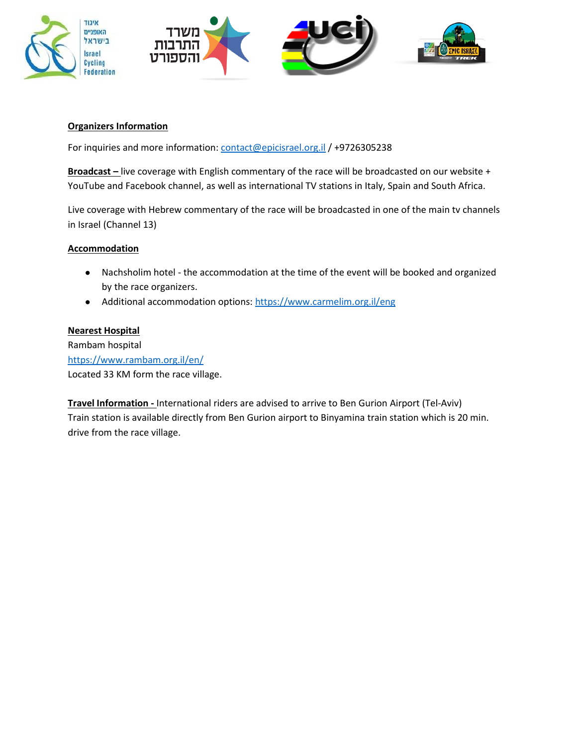**Organizers Information**

For inquiries and more information: contact@epicisrael.org.il / +9726305238

**Broadcast –** live coverage with English commentary of the race will be broadcasted on our website + YouTube and Facebook channel, as well as international TV stations in Italy, Spain and South Africa.

Live coverage with Hebrew commentary of the race will be broadcasted in one of the main tv channels in Israel (Channel 13)

**Accommodation**

- Nachsholim hotel - the accommodation at the time of the event will be booked and organized by the race organizers.
- Additional accommodation options: https://www.carmelim.org.il/eng

**Nearest Hospital**

Rambam hospital
https://www.rambam.org.il/en/
Located 33 KM form the race village.

**Travel Information -** International riders are advised to arrive to Ben Gurion Airport (Tel-Aviv)
Train station is available directly from Ben Gurion airport to Binyamina train station which is 20 min. drive from the race village.